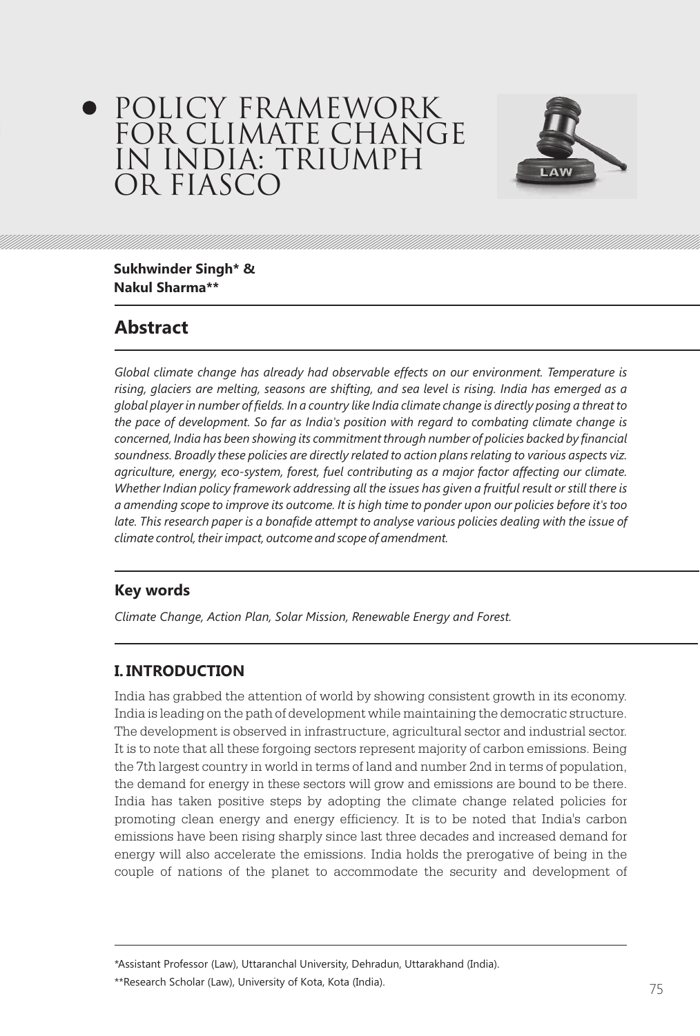# POLICY FRAMEWORK FOR CLIMATE CHANGE IN INDIA: TRIUMPH OR FIASCO

**Sukhwinder Singh* & Nakul Sharma****

## Abstract

*Global climate change has already had observable effects on our environment. Temperature is rising, glaciers are melting, seasons are shifting, and sea level is rising. India has emerged as a global player in number of fields. In a country like India climate change is directly posing a threat to the pace of development. So far as India's position with regard to combating climate change is concerned, India has been showing its commitment through number of policies backed by financial soundness. Broadly these policies are directly related to action plans relating to various aspects viz. agriculture, energy, eco-system, forest, fuel contributing as a major factor affecting our climate. Whether Indian policy framework addressing all the issues has given a fruitful result or still there is a amending scope to improve its outcome. It is high time to ponder upon our policies before it's too late. This research paper is a bonafide attempt to analyse various policies dealing with the issue of climate control, their impact, outcome and scope of amendment.*

### Key words

*Climate Change, Action Plan, Solar Mission, Renewable Energy and Forest.*

## I. INTRODUCTION

India has grabbed the attention of world by showing consistent growth in its economy. India is leading on the path of development while maintaining the democratic structure. The development is observed in infrastructure, agricultural sector and industrial sector. It is to note that all these forgoing sectors represent majority of carbon emissions. Being the 7th largest country in world in terms of land and number 2nd in terms of population, the demand for energy in these sectors will grow and emissions are bound to be there. India has taken positive steps by adopting the climate change related policies for promoting clean energy and energy efficiency. It is to be noted that India's carbon emissions have been rising sharply since last three decades and increased demand for energy will also accelerate the emissions. India holds the prerogative of being in the couple of nations of the planet to accommodate the security and development of

---

*Assistant Professor (Law), Uttaranchal University, Dehradun, Uttarakhand (India).

**Research Scholar (Law), University of Kota, Kota (India).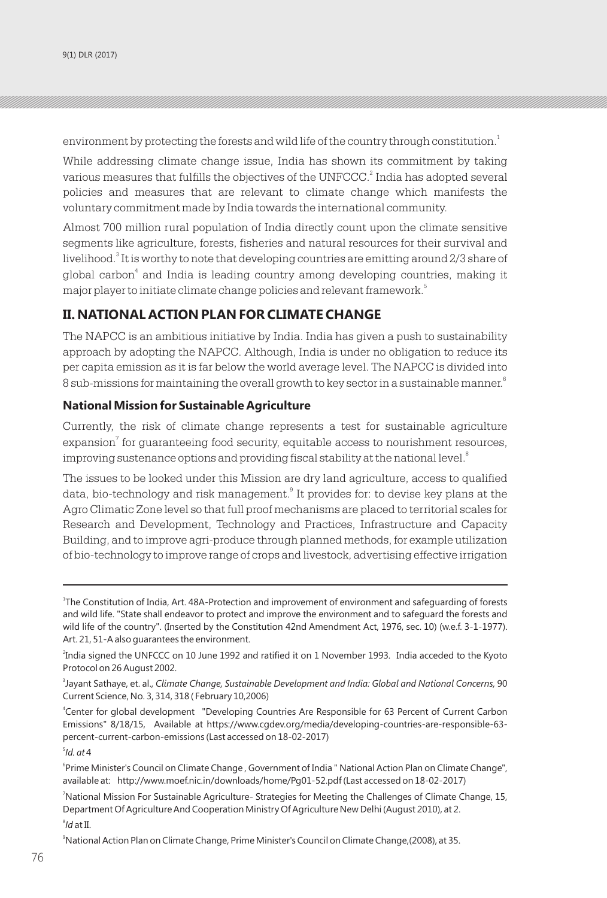environment by protecting the forests and wild life of the country through constitution.[1]

While addressing climate change issue, India has shown its commitment by taking various measures that fulfills the objectives of the UNFCCC.[2] India has adopted several policies and measures that are relevant to climate change which manifests the voluntary commitment made by India towards the international community.

Almost 700 million rural population of India directly count upon the climate sensitive segments like agriculture, forests, fisheries and natural resources for their survival and livelihood.[3] It is worthy to note that developing countries are emitting around 2/3 share of global carbon[4] and India is leading country among developing countries, making it major player to initiate climate change policies and relevant framework.[5]

## II. NATIONAL ACTION PLAN FOR CLIMATE CHANGE

The NAPCC is an ambitious initiative by India. India has given a push to sustainability approach by adopting the NAPCC. Although, India is under no obligation to reduce its per capita emission as it is far below the world average level. The NAPCC is divided into 8 sub-missions for maintaining the overall growth to key sector in a sustainable manner.[6]

### National Mission for Sustainable Agriculture

Currently, the risk of climate change represents a test for sustainable agriculture expansion[7] for guaranteeing food security, equitable access to nourishment resources, improving sustenance options and providing fiscal stability at the national level.[8]

The issues to be looked under this Mission are dry land agriculture, access to qualified data, bio-technology and risk management.[9] It provides for: to devise key plans at the Agro Climatic Zone level so that full proof mechanisms are placed to territorial scales for Research and Development, Technology and Practices, Infrastructure and Capacity Building, and to improve agri-produce through planned methods, for example utilization of bio-technology to improve range of crops and livestock, advertising effective irrigation

---

[1] The Constitution of India, Art. 48A-Protection and improvement of environment and safeguarding of forests and wild life. "State shall endeavor to protect and improve the environment and to safeguard the forests and wild life of the country". (Inserted by the Constitution 42nd Amendment Act, 1976, sec. 10) (w.e.f. 3-1-1977). Art. 21, 51-A also guarantees the environment.

[2] India signed the UNFCCC on 10 June 1992 and ratified it on 1 November 1993. India acceded to the Kyoto Protocol on 26 August 2002.

[3] Jayant Sathaye, et. al., *Climate Change, Sustainable Development and India: Global and National Concerns,* 90 Current Science, No. 3, 314, 318 ( February 10,2006)

[4] Center for global development "Developing Countries Are Responsible for 63 Percent of Current Carbon Emissions" 8/18/15, Available at https://www.cgdev.org/media/developing-countries-are-responsible-63-percent-current-carbon-emissions (Last accessed on 18-02-2017)

[5] *Id. at* 4

[6] Prime Minister's Council on Climate Change , Government of India " National Action Plan on Climate Change", available at: http://www.moef.nic.in/downloads/home/Pg01-52.pdf (Last accessed on 18-02-2017)

[7] National Mission For Sustainable Agriculture- Strategies for Meeting the Challenges of Climate Change, 15, Department Of Agriculture And Cooperation Ministry Of Agriculture New Delhi (August 2010), at 2.

[8] *Id* at II.

[9] National Action Plan on Climate Change, Prime Minister's Council on Climate Change,(2008), at 35.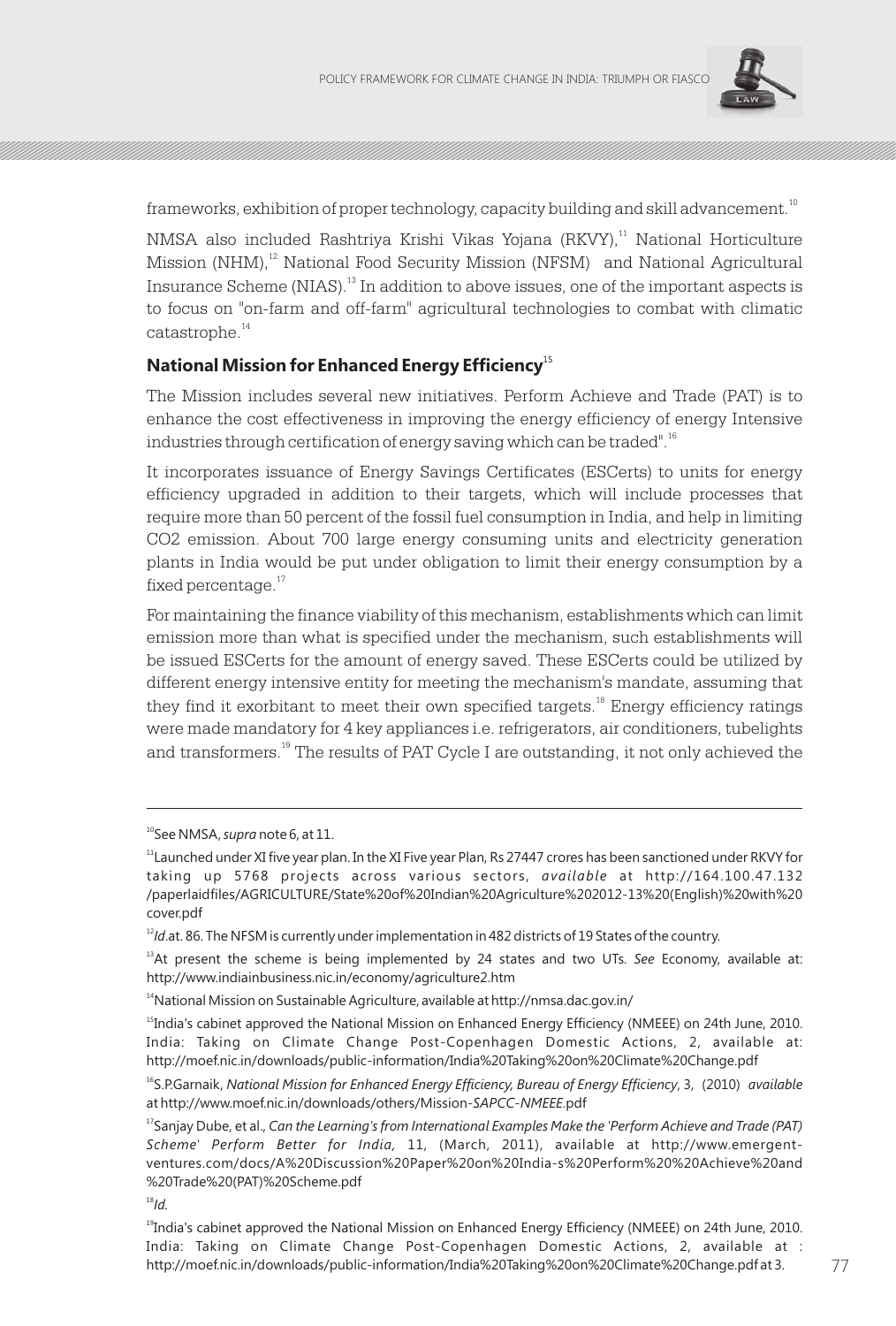frameworks, exhibition of proper technology, capacity building and skill advancement.[10]

NMSA also included Rashtriya Krishi Vikas Yojana (RKVY),[11] National Horticulture Mission (NHM),[12] National Food Security Mission (NFSM) and National Agricultural Insurance Scheme (NIAS).[13] In addition to above issues, one of the important aspects is to focus on "on-farm and off-farm" agricultural technologies to combat with climatic catastrophe.[14]

### National Mission for Enhanced Energy Efficiency[15]

The Mission includes several new initiatives. Perform Achieve and Trade (PAT) is to enhance the cost effectiveness in improving the energy efficiency of energy Intensive industries through certification of energy saving which can be traded".[16]

It incorporates issuance of Energy Savings Certificates (ESCerts) to units for energy efficiency upgraded in addition to their targets, which will include processes that require more than 50 percent of the fossil fuel consumption in India, and help in limiting $CO_2$ emission. About 700 large energy consuming units and electricity generation plants in India would be put under obligation to limit their energy consumption by a fixed percentage.[17]

For maintaining the finance viability of this mechanism, establishments which can limit emission more than what is specified under the mechanism, such establishments will be issued ESCerts for the amount of energy saved. These ESCerts could be utilized by different energy intensive entity for meeting the mechanism's mandate, assuming that they find it exorbitant to meet their own specified targets.[18] Energy efficiency ratings were made mandatory for 4 key appliances i.e. refrigerators, air conditioners, tubelights and transformers.[19] The results of PAT Cycle I are outstanding, it not only achieved the

---

[10] See NMSA, *supra* note 6, at 11.

[11] Launched under XI five year plan. In the XI Five year Plan, Rs 27447 crores has been sanctioned under RKVY for taking up 5768 projects across various sectors, *available* at http://164.100.47.132/paperlaidfiles/AGRICULTURE/State%20of%20Indian%20Agriculture%202012-13%20(English)%20with%20cover.pdf

[12] *Id*.at. 86. The NFSM is currently under implementation in 482 districts of 19 States of the country.

[13] At present the scheme is being implemented by 24 states and two UTs. *See* Economy, available at: http://www.indiainbusiness.nic.in/economy/agriculture2.htm

[14] National Mission on Sustainable Agriculture, available at http://nmsa.dac.gov.in/

[15] India's cabinet approved the National Mission on Enhanced Energy Efficiency (NMEEE) on 24th June, 2010. India: Taking on Climate Change Post-Copenhagen Domestic Actions, 2, available at: http://moef.nic.in/downloads/public-information/India%20Taking%20on%20Climate%20Change.pdf

[16] S.P.Garnaik, *National Mission for Enhanced Energy Efficiency, Bureau of Energy Efficiency*, 3, (2010) *available* at http://www.moef.nic.in/downloads/others/Mission-*SAPCC-NMEEE*.pdf

[17] Sanjay Dube, et al., *Can the Learning's from International Examples Make the 'Perform Achieve and Trade (PAT) Scheme' Perform Better for India,* 11, (March, 2011), available at http://www.emergent-ventures.com/docs/A%20Discussion%20Paper%20on%20India-s%20Perform%20%20Achieve%20and%20Trade%20(PAT)%20Scheme.pdf

[18] *Id.*

[19] India's cabinet approved the National Mission on Enhanced Energy Efficiency (NMEEE) on 24th June, 2010. India: Taking on Climate Change Post-Copenhagen Domestic Actions, 2, available at : http://moef.nic.in/downloads/public-information/India%20Taking%20on%20Climate%20Change.pdf at 3.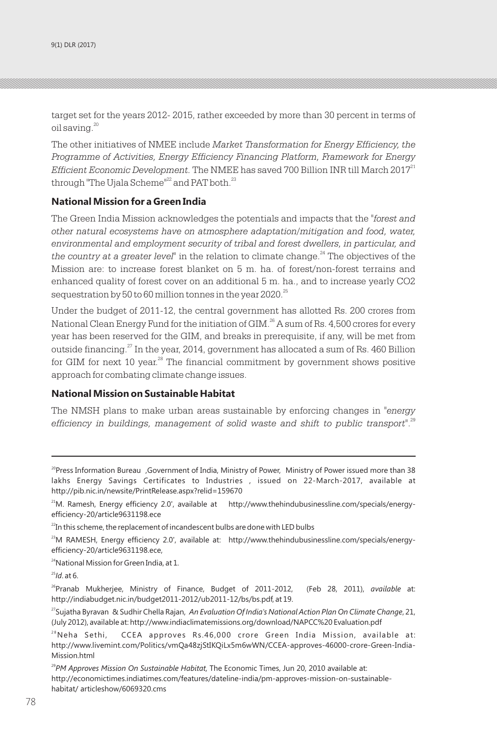target set for the years 2012- 2015, rather exceeded by more than 30 percent in terms of oil saving.[20]

The other initiatives of NMEE include *Market Transformation for Energy Efficiency, the Programme of Activities, Energy Efficiency Financing Platform, Framework for Energy Efficient Economic Development.* The NMEE has saved 700 Billion INR till March 2017[21] through "The Ujala Scheme"[22] and PAT both.[23]

## National Mission for a Green India

The Green India Mission acknowledges the potentials and impacts that the "*forest and other natural ecosystems have on atmosphere adaptation/mitigation and food, water, environmental and employment security of tribal and forest dwellers, in particular, and the country at a greater level*" in the relation to climate change.[24] The objectives of the Mission are: to increase forest blanket on 5 m. ha. of forest/non-forest terrains and enhanced quality of forest cover on an additional 5 m. ha., and to increase yearly $CO2$ sequestration by 50 to 60 million tonnes in the year 2020.[25]

Under the budget of 2011-12, the central government has allotted Rs. 200 crores from National Clean Energy Fund for the initiation of GIM.[26] A sum of Rs. 4,500 crores for every year has been reserved for the GIM, and breaks in prerequisite, if any, will be met from outside financing.[27] In the year, 2014, government has allocated a sum of Rs. 460 Billion for GIM for next 10 year.[28] The financial commitment by government shows positive approach for combating climate change issues.

## National Mission on Sustainable Habitat

The NMSH plans to make urban areas sustainable by enforcing changes in "*energy efficiency in buildings, management of solid waste and shift to public transport*".[29]

---

[20]Press Information Bureau ,Government of India, Ministry of Power, Ministry of Power issued more than 38 lakhs Energy Savings Certificates to Industries , issued on 22-March-2017, available at http://pib.nic.in/newsite/PrintRelease.aspx?relid=159670

[21]M. Ramesh, Energy efficiency 2.0', available at http://www.thehindubusinessline.com/specials/energy-efficiency-20/article9631198.ece

[22]In this scheme, the replacement of incandescent bulbs are done with LED bulbs

[23]M RAMESH, Energy efficiency 2.0', available at: http://www.thehindubusinessline.com/specials/energy-efficiency-20/article9631198.ece,

[24]National Mission for Green India, at 1.

[25]*Id*. at 6.

[26]Pranab Mukherjee, Ministry of Finance, Budget of 2011-2012, (Feb 28, 2011), *available* at: http://indiabudget.nic.in/budget2011-2012/ub2011-12/bs/bs.pdf, at 19.

[27]Sujatha Byravan & Sudhir Chella Rajan, *An Evaluation Of India's National Action Plan On Climate Change*, 21, (July 2012), available at: http://www.indiaclimatemissions.org/download/NAPCC%20 Evaluation.pdf

[28]Neha Sethi, CCEA approves Rs.46,000 crore Green India Mission, available at: http://www.livemint.com/Politics/vmQa48zjStIKQiLx5m6wWN/CCEA-approves-46000-crore-Green-India-Mission.html

[29]*PM Approves Mission On Sustainable Habitat,* The Economic Times, Jun 20, 2010 available at: http://economictimes.indiatimes.com/features/dateline-india/pm-approves-mission-on-sustainable-habitat/ articleshow/6069320.cms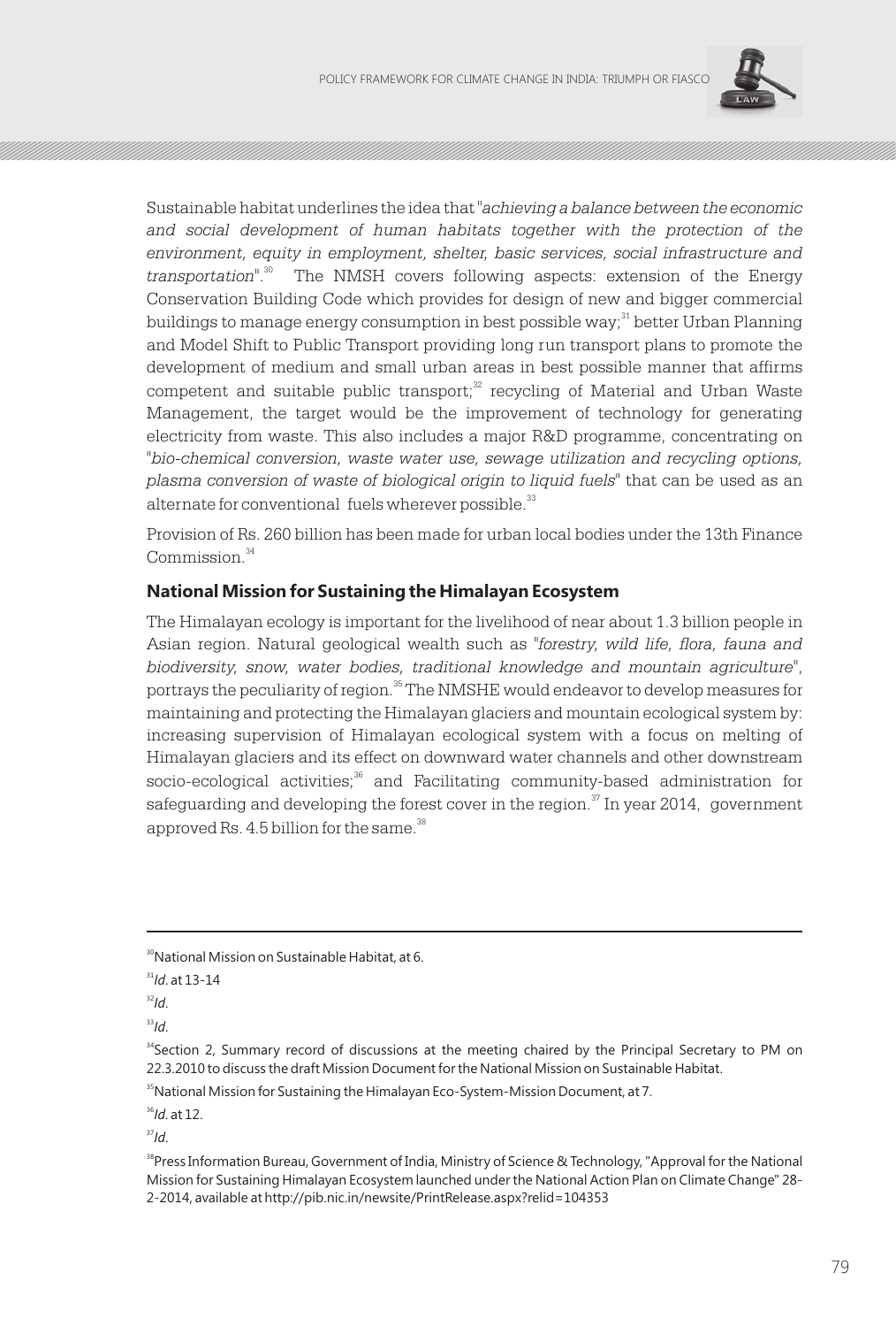Sustainable habitat underlines the idea that "*achieving a balance between the economic and social development of human habitats together with the protection of the environment, equity in employment, shelter, basic services, social infrastructure and transportation*".[30] The NMSH covers following aspects: extension of the Energy Conservation Building Code which provides for design of new and bigger commercial buildings to manage energy consumption in best possible way;[31] better Urban Planning and Model Shift to Public Transport providing long run transport plans to promote the development of medium and small urban areas in best possible manner that affirms competent and suitable public transport;[32] recycling of Material and Urban Waste Management, the target would be the improvement of technology for generating electricity from waste. This also includes a major R&D programme, concentrating on "*bio-chemical conversion, waste water use, sewage utilization and recycling options, plasma conversion of waste of biological origin to liquid fuels*" that can be used as an alternate for conventional fuels wherever possible.[33]

Provision of Rs. 260 billion has been made for urban local bodies under the 13th Finance Commission.[34]

## National Mission for Sustaining the Himalayan Ecosystem

The Himalayan ecology is important for the livelihood of near about 1.3 billion people in Asian region. Natural geological wealth such as "*forestry, wild life, flora, fauna and biodiversity, snow, water bodies, traditional knowledge and mountain agriculture*", portrays the peculiarity of region.[35] The NMSHE would endeavor to develop measures for maintaining and protecting the Himalayan glaciers and mountain ecological system by: increasing supervision of Himalayan ecological system with a focus on melting of Himalayan glaciers and its effect on downward water channels and other downstream socio-ecological activities;[36] and Facilitating community-based administration for safeguarding and developing the forest cover in the region.[37] In year 2014, government approved Rs. 4.5 billion for the same.[38]

---

[30] National Mission on Sustainable Habitat, at 6.

[31] *Id*. at 13-14

[32] *Id*.

[33] *Id*.

[34] Section 2, Summary record of discussions at the meeting chaired by the Principal Secretary to PM on 22.3.2010 to discuss the draft Mission Document for the National Mission on Sustainable Habitat.

[35] National Mission for Sustaining the Himalayan Eco-System-Mission Document, at 7.

[36] *Id*. at 12.

[37] *Id*.

[38] Press Information Bureau, Government of India, Ministry of Science & Technology, "Approval for the National Mission for Sustaining Himalayan Ecosystem launched under the National Action Plan on Climate Change" 28-2-2014, available at http://pib.nic.in/newsite/PrintRelease.aspx?relid=104353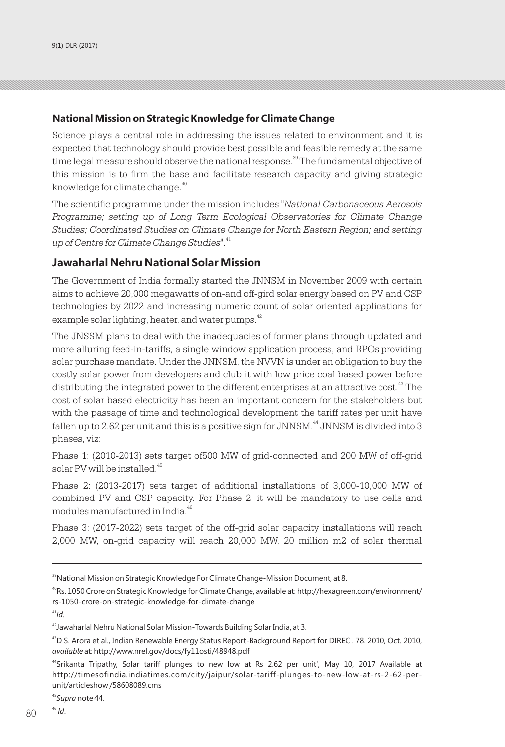### National Mission on Strategic Knowledge for Climate Change

Science plays a central role in addressing the issues related to environment and it is expected that technology should provide best possible and feasible remedy at the same time legal measure should observe the national response.[39] The fundamental objective of this mission is to firm the base and facilitate research capacity and giving strategic knowledge for climate change.[40]

The scientific programme under the mission includes "*National Carbonaceous Aerosols Programme; setting up of Long Term Ecological Observatories for Climate Change Studies; Coordinated Studies on Climate Change for North Eastern Region; and setting up of Centre for Climate Change Studies*".[41]

## Jawaharlal Nehru National Solar Mission

The Government of India formally started the JNNSM in November 2009 with certain aims to achieve 20,000 megawatts of on-and off-gird solar energy based on PV and CSP technologies by 2022 and increasing numeric count of solar oriented applications for example solar lighting, heater, and water pumps.[42]

The JNSSM plans to deal with the inadequacies of former plans through updated and more alluring feed-in-tariffs, a single window application process, and RPOs providing solar purchase mandate. Under the JNNSM, the NVVN is under an obligation to buy the costly solar power from developers and club it with low price coal based power before distributing the integrated power to the different enterprises at an attractive cost.[43] The cost of solar based electricity has been an important concern for the stakeholders but with the passage of time and technological development the tariff rates per unit have fallen up to 2.62 per unit and this is a positive sign for JNNSM.[44] JNNSM is divided into 3 phases, viz:

Phase 1: (2010-2013) sets target of500 MW of grid-connected and 200 MW of off-grid solar PV will be installed.[45]

Phase 2: (2013-2017) sets target of additional installations of 3,000-10,000 MW of combined PV and CSP capacity. For Phase 2, it will be mandatory to use cells and modules manufactured in India.[46]

Phase 3: (2017-2022) sets target of the off-grid solar capacity installations will reach 2,000 MW, on-grid capacity will reach 20,000 MW, 20 million m2 of solar thermal

---

[39] National Mission on Strategic Knowledge For Climate Change-Mission Document, at 8.

[40] Rs. 1050 Crore on Strategic Knowledge for Climate Change, available at: http://hexagreen.com/environment/rs-1050-crore-on-strategic-knowledge-for-climate-change

[41] *Id*.

[42] Jawaharlal Nehru National Solar Mission-Towards Building Solar India, at 3.

[43] D S. Arora et al., Indian Renewable Energy Status Report-Background Report for DIREC . 78. 2010, Oct. 2010, *available* at: http://www.nrel.gov/docs/fy11osti/48948.pdf

[44] Srikanta Tripathy, Solar tariff plunges to new low at Rs 2.62 per unit', May 10, 2017 Available at http://timesofindia.indiatimes.com/city/jaipur/solar-tariff-plunges-to-new-low-at-rs-2-62-per-unit/articleshow/58608089.cms

[45] *Supra* note 44.

[46] *Id*.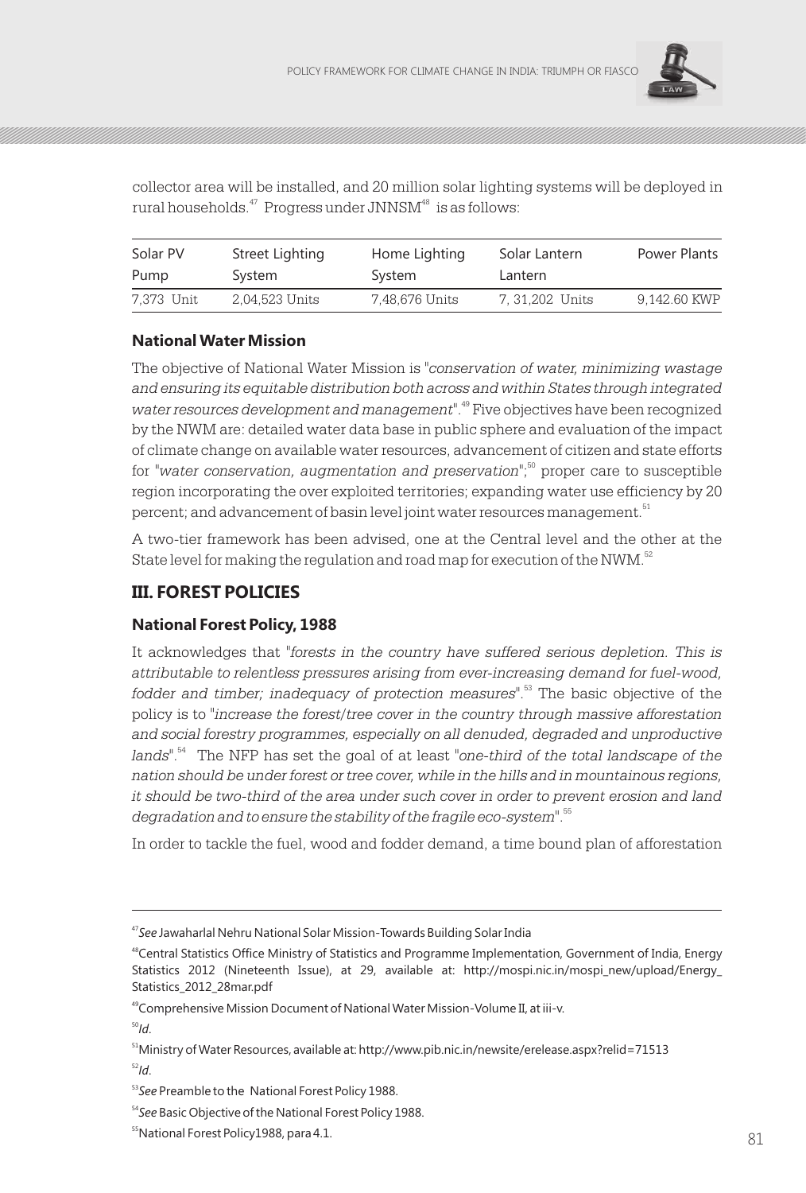collector area will be installed, and 20 million solar lighting systems will be deployed in rural households.[47] Progress under JNNSM[48] is as follows:

| Solar PV Pump | Street Lighting System | Home Lighting System | Solar Lantern Lantern | Power Plants |
|---|---|---|---|---|
| 7,373 Unit | 2,04,523 Units | 7,48,676 Units | 7, 31,202 Units | 9,142.60 KWP |

### National Water Mission

The objective of National Water Mission is "*conservation of water, minimizing wastage and ensuring its equitable distribution both across and within States through integrated water resources development and management*".[49] Five objectives have been recognized by the NWM are: detailed water data base in public sphere and evaluation of the impact of climate change on available water resources, advancement of citizen and state efforts for "*water conservation, augmentation and preservation*";[50] proper care to susceptible region incorporating the over exploited territories; expanding water use efficiency by 20 percent; and advancement of basin level joint water resources management.[51]

A two-tier framework has been advised, one at the Central level and the other at the State level for making the regulation and road map for execution of the NWM.[52]

## III. FOREST POLICIES

### National Forest Policy, 1988

It acknowledges that "*forests in the country have suffered serious depletion. This is attributable to relentless pressures arising from ever-increasing demand for fuel-wood, fodder and timber; inadequacy of protection measures*".[53] The basic objective of the policy is to "*increase the forest/tree cover in the country through massive afforestation and social forestry programmes, especially on all denuded, degraded and unproductive lands*".[54] The NFP has set the goal of at least "*one-third of the total landscape of the nation should be under forest or tree cover, while in the hills and in mountainous regions, it should be two-third of the area under such cover in order to prevent erosion and land degradation and to ensure the stability of the fragile eco-system*".[55]

In order to tackle the fuel, wood and fodder demand, a time bound plan of afforestation

---

[47] *See* Jawaharlal Nehru National Solar Mission-Towards Building Solar India

[48] Central Statistics Office Ministry of Statistics and Programme Implementation, Government of India, Energy Statistics 2012 (Nineteenth Issue), at 29, available at: http://mospi.nic.in/mospi_new/upload/Energy_Statistics_2012_28mar.pdf

[49] Comprehensive Mission Document of National Water Mission-Volume II, at iii-v.

[50] *Id*.

[51] Ministry of Water Resources, available at: http://www.pib.nic.in/newsite/erelease.aspx?relid=71513

[52] *Id*.

[53] *See* Preamble to the National Forest Policy 1988.

[54] *See* Basic Objective of the National Forest Policy 1988.

[55] National Forest Policy1988, para 4.1.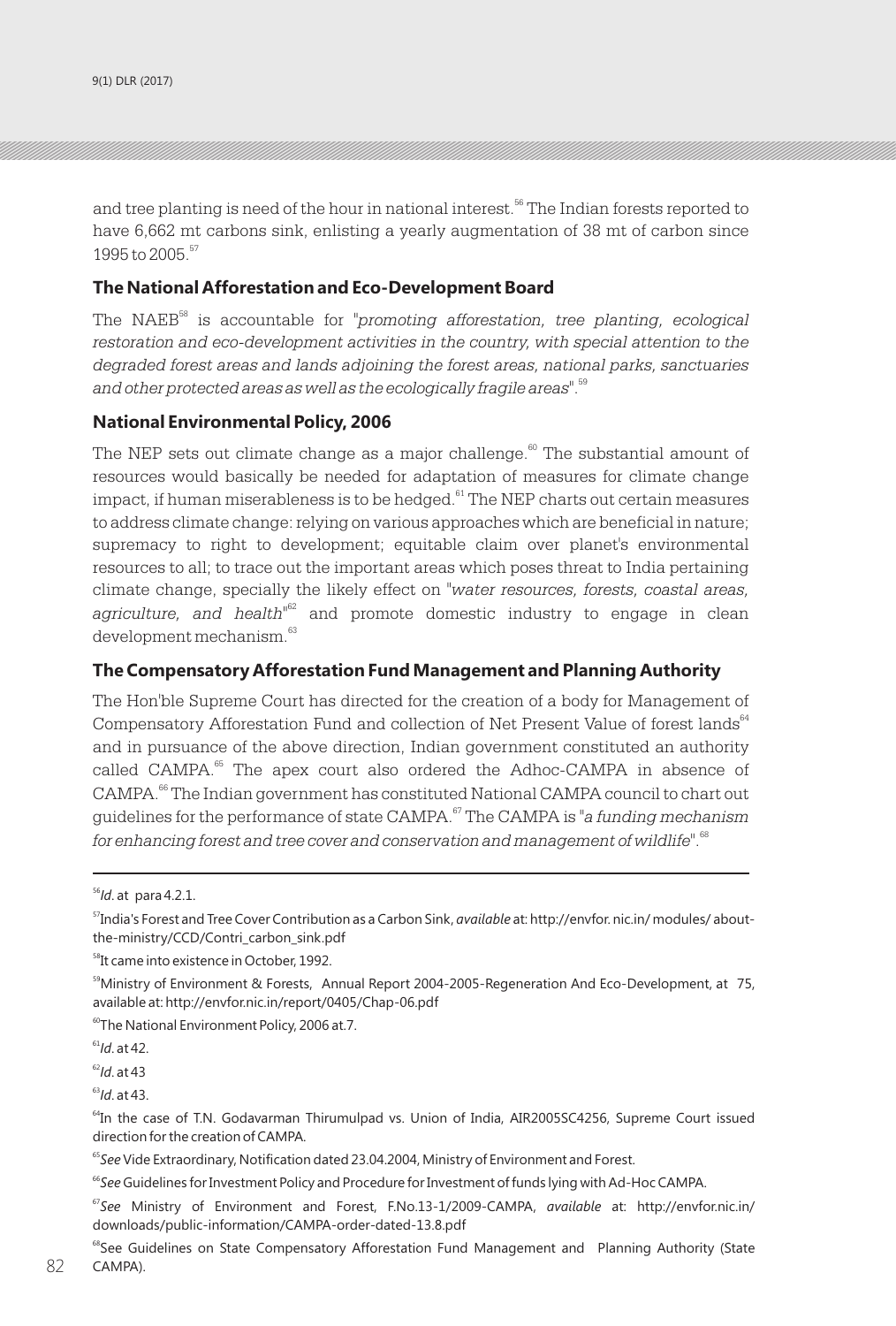and tree planting is need of the hour in national interest.[56] The Indian forests reported to have 6,662 mt carbons sink, enlisting a yearly augmentation of 38 mt of carbon since 1995 to 2005.[57]

### The National Afforestation and Eco-Development Board

The NAEB[58] is accountable for "*promoting afforestation, tree planting, ecological restoration and eco-development activities in the country, with special attention to the degraded forest areas and lands adjoining the forest areas, national parks, sanctuaries and other protected areas as well as the ecologically fragile areas*".[59]

### National Environmental Policy, 2006

The NEP sets out climate change as a major challenge.[60] The substantial amount of resources would basically be needed for adaptation of measures for climate change impact, if human miserableness is to be hedged.[61] The NEP charts out certain measures to address climate change: relying on various approaches which are beneficial in nature; supremacy to right to development; equitable claim over planet's environmental resources to all; to trace out the important areas which poses threat to India pertaining climate change, specially the likely effect on "*water resources, forests, coastal areas, agriculture, and health*"[62] and promote domestic industry to engage in clean development mechanism.[63]

### The Compensatory Afforestation Fund Management and Planning Authority

The Hon'ble Supreme Court has directed for the creation of a body for Management of Compensatory Afforestation Fund and collection of Net Present Value of forest lands[64] and in pursuance of the above direction, Indian government constituted an authority called CAMPA.[65] The apex court also ordered the Adhoc-CAMPA in absence of CAMPA.[66] The Indian government has constituted National CAMPA council to chart out guidelines for the performance of state CAMPA.[67] The CAMPA is "*a funding mechanism for enhancing forest and tree cover and conservation and management of wildlife*".[68]

---

[56] *Id.* at para 4.2.1.

[57] India's Forest and Tree Cover Contribution as a Carbon Sink, *available* at: http://envfor. nic.in/ modules/ about-the-ministry/CCD/Contri_carbon_sink.pdf

[58] It came into existence in October, 1992.

[59] Ministry of Environment & Forests, Annual Report 2004-2005-Regeneration And Eco-Development, at 75, available at: http://envfor.nic.in/report/0405/Chap-06.pdf

[60] The National Environment Policy, 2006 at.7.

[61] *Id.* at 42.

[62] *Id.* at 43

[63] *Id.* at 43.

[64] In the case of T.N. Godavarman Thirumulpad vs. Union of India, AIR2005SC4256, Supreme Court issued direction for the creation of CAMPA.

[65] *See* Vide Extraordinary, Notification dated 23.04.2004, Ministry of Environment and Forest.

[66] *See* Guidelines for Investment Policy and Procedure for Investment of funds lying with Ad-Hoc CAMPA.

[67] *See* Ministry of Environment and Forest, F.No.13-1/2009-CAMPA, *available* at: http://envfor.nic.in/ downloads/public-information/CAMPA-order-dated-13.8.pdf

[68] See Guidelines on State Compensatory Afforestation Fund Management and Planning Authority (State CAMPA).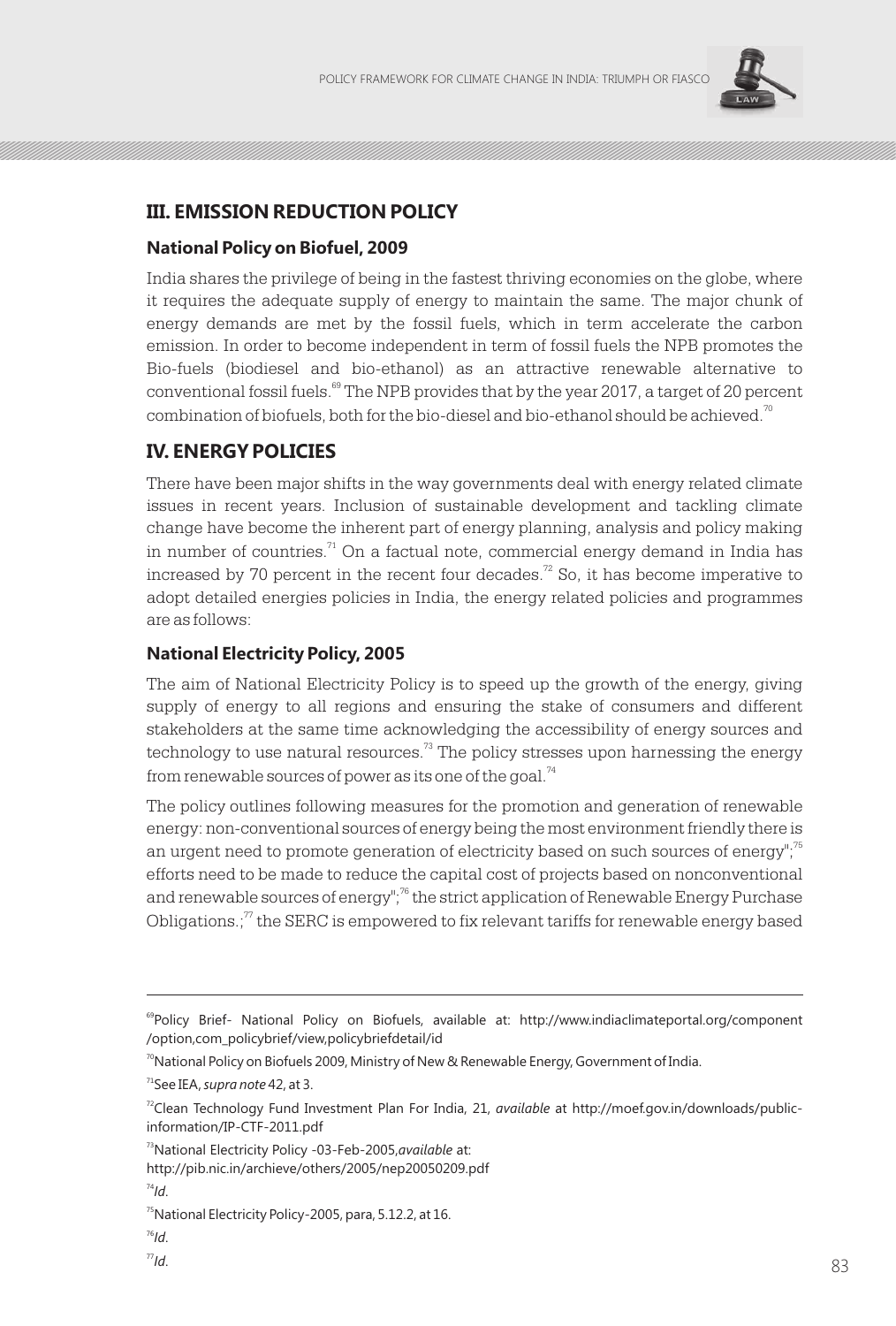## III. EMISSION REDUCTION POLICY

### National Policy on Biofuel, 2009

India shares the privilege of being in the fastest thriving economies on the globe, where it requires the adequate supply of energy to maintain the same. The major chunk of energy demands are met by the fossil fuels, which in term accelerate the carbon emission. In order to become independent in term of fossil fuels the NPB promotes the Bio-fuels (biodiesel and bio-ethanol) as an attractive renewable alternative to conventional fossil fuels.[69] The NPB provides that by the year 2017, a target of 20 percent combination of biofuels, both for the bio-diesel and bio-ethanol should be achieved.[70]

## IV. ENERGY POLICIES

There have been major shifts in the way governments deal with energy related climate issues in recent years. Inclusion of sustainable development and tackling climate change have become the inherent part of energy planning, analysis and policy making in number of countries.[71] On a factual note, commercial energy demand in India has increased by 70 percent in the recent four decades.[72] So, it has become imperative to adopt detailed energies policies in India, the energy related policies and programmes are as follows:

### National Electricity Policy, 2005

The aim of National Electricity Policy is to speed up the growth of the energy, giving supply of energy to all regions and ensuring the stake of consumers and different stakeholders at the same time acknowledging the accessibility of energy sources and technology to use natural resources.[73] The policy stresses upon harnessing the energy from renewable sources of power as its one of the goal.[74]

The policy outlines following measures for the promotion and generation of renewable energy: non-conventional sources of energy being the most environment friendly there is an urgent need to promote generation of electricity based on such sources of energy";[75] efforts need to be made to reduce the capital cost of projects based on nonconventional and renewable sources of energy";[76] the strict application of Renewable Energy Purchase Obligations.;[77] the SERC is empowered to fix relevant tariffs for renewable energy based

---

[69] Policy Brief- National Policy on Biofuels, available at: http://www.indiaclimateportal.org/component/option,com_policybrief/view,policybriefdetail/id

[70] National Policy on Biofuels 2009, Ministry of New & Renewable Energy, Government of India.

[71] See IEA, *supra note* 42, at 3.

[72] Clean Technology Fund Investment Plan For India, 21, *available* at http://moef.gov.in/downloads/public-information/IP-CTF-2011.pdf

[73] National Electricity Policy -03-Feb-2005,*available* at: http://pib.nic.in/archieve/others/2005/nep20050209.pdf

[74] *Id*.

[75] National Electricity Policy-2005, para, 5.12.2, at 16.

[76] *Id*.

[77] *Id*.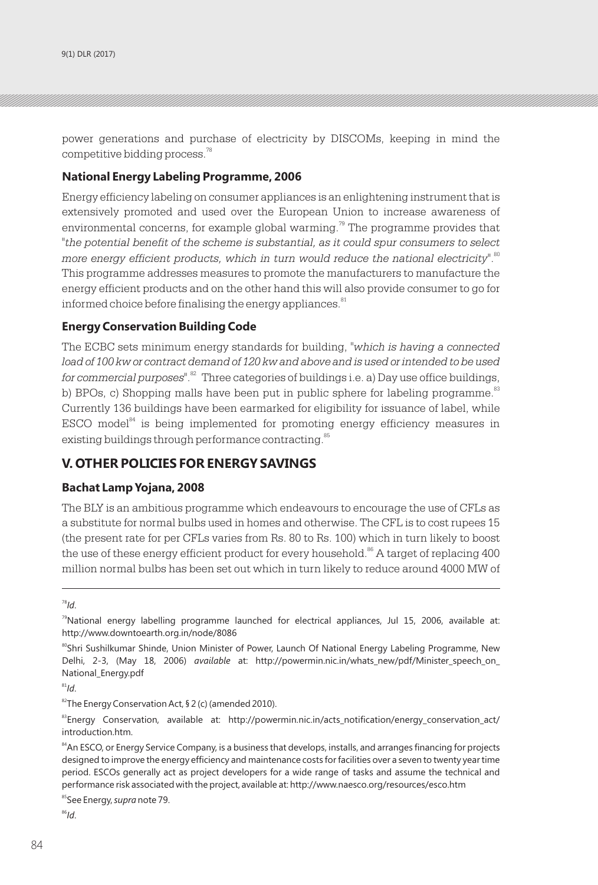power generations and purchase of electricity by DISCOMs, keeping in mind the competitive bidding process.[78]

### National Energy Labeling Programme, 2006

Energy efficiency labeling on consumer appliances is an enlightening instrument that is extensively promoted and used over the European Union to increase awareness of environmental concerns, for example global warming.[79] The programme provides that "*the potential benefit of the scheme is substantial, as it could spur consumers to select more energy efficient products, which in turn would reduce the national electricity*".[80] This programme addresses measures to promote the manufacturers to manufacture the energy efficient products and on the other hand this will also provide consumer to go for informed choice before finalising the energy appliances.[81]

### Energy Conservation Building Code

The ECBC sets minimum energy standards for building, "*which is having a connected load of 100 kw or contract demand of 120 kw and above and is used or intended to be used for commercial purposes*".[82] Three categories of buildings i.e. a) Day use office buildings, b) BPOs, c) Shopping malls have been put in public sphere for labeling programme.[83] Currently 136 buildings have been earmarked for eligibility for issuance of label, while ESCO model[84] is being implemented for promoting energy efficiency measures in existing buildings through performance contracting.[85]

## V. OTHER POLICIES FOR ENERGY SAVINGS

### Bachat Lamp Yojana, 2008

The BLY is an ambitious programme which endeavours to encourage the use of CFLs as a substitute for normal bulbs used in homes and otherwise. The CFL is to cost rupees 15 (the present rate for per CFLs varies from Rs. 80 to Rs. 100) which in turn likely to boost the use of these energy efficient product for every household.[86] A target of replacing 400 million normal bulbs has been set out which in turn likely to reduce around 4000 MW of

---

[78] *Id*.

[79] National energy labelling programme launched for electrical appliances, Jul 15, 2006, available at: http://www.downtoearth.org.in/node/8086

[80] Shri Sushilkumar Shinde, Union Minister of Power, Launch Of National Energy Labeling Programme, New Delhi, 2-3, (May 18, 2006) *available* at: http://powermin.nic.in/whats_new/pdf/Minister_speech_on_National_Energy.pdf

[81] *Id*.

[82] The Energy Conservation Act, § 2 (c) (amended 2010).

[83] Energy Conservation, available at: http://powermin.nic.in/acts_notification/energy_conservation_act/introduction.htm.

[84] An ESCO, or Energy Service Company, is a business that develops, installs, and arranges financing for projects designed to improve the energy efficiency and maintenance costs for facilities over a seven to twenty year time period. ESCOs generally act as project developers for a wide range of tasks and assume the technical and performance risk associated with the project, available at: http://www.naesco.org/resources/esco.htm

[85] See Energy, *supra* note 79.

[86] *Id*.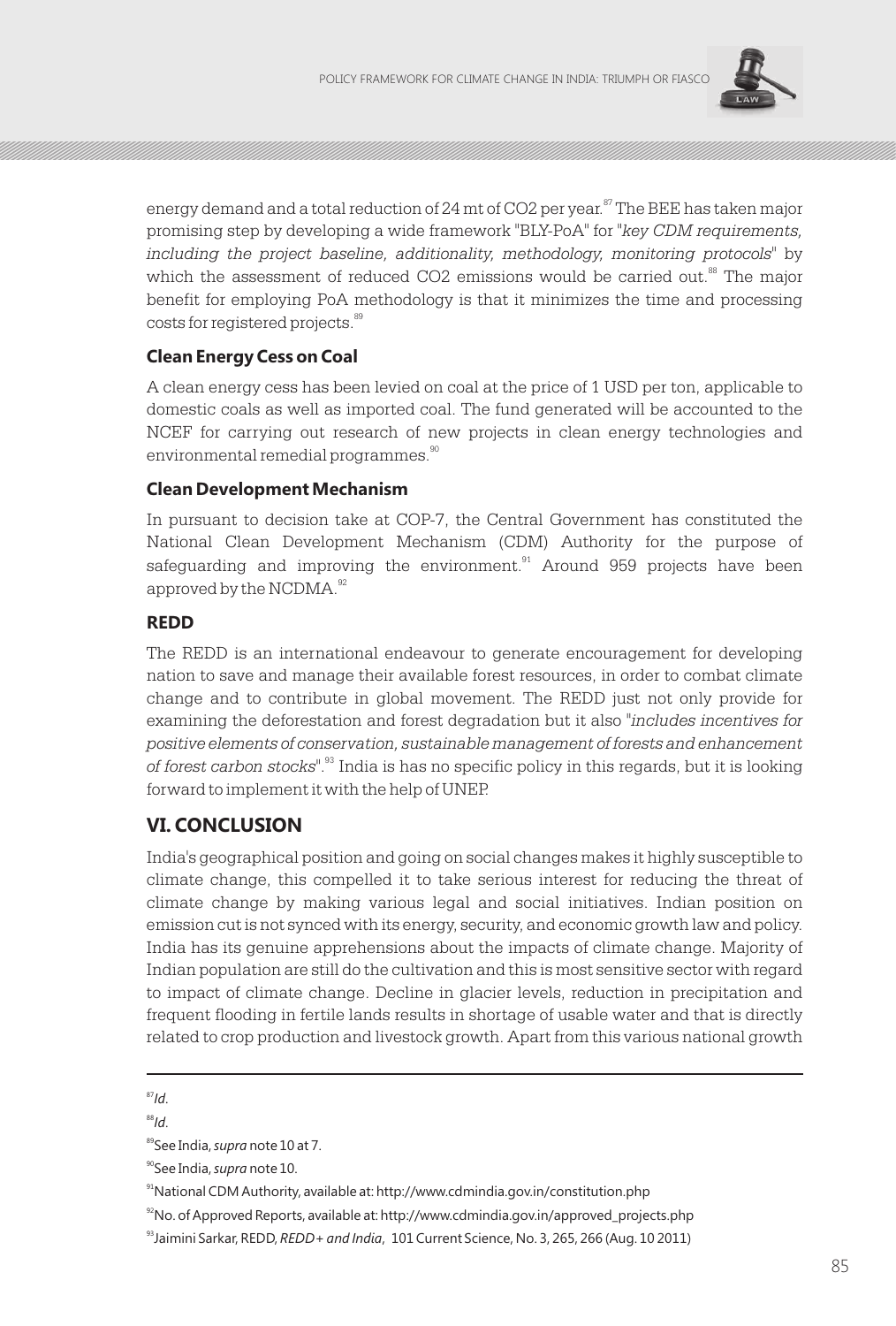energy demand and a total reduction of 24 mt of $CO_2$ per year.[87] The BEE has taken major promising step by developing a wide framework "BLY-PoA" for "*key CDM requirements, including the project baseline, additionality, methodology, monitoring protocols*" by which the assessment of reduced $CO_2$ emissions would be carried out.[88] The major benefit for employing PoA methodology is that it minimizes the time and processing costs for registered projects.[89]

### Clean Energy Cess on Coal

A clean energy cess has been levied on coal at the price of 1 USD per ton, applicable to domestic coals as well as imported coal. The fund generated will be accounted to the NCEF for carrying out research of new projects in clean energy technologies and environmental remedial programmes.[90]

### Clean Development Mechanism

In pursuant to decision take at COP-7, the Central Government has constituted the National Clean Development Mechanism (CDM) Authority for the purpose of safeguarding and improving the environment.[91] Around 959 projects have been approved by the NCDMA.[92]

### REDD

The REDD is an international endeavour to generate encouragement for developing nation to save and manage their available forest resources, in order to combat climate change and to contribute in global movement. The REDD just not only provide for examining the deforestation and forest degradation but it also "*includes incentives for positive elements of conservation, sustainable management of forests and enhancement of forest carbon stocks*".[93] India is has no specific policy in this regards, but it is looking forward to implement it with the help of UNEP.

## VI. CONCLUSION

India's geographical position and going on social changes makes it highly susceptible to climate change, this compelled it to take serious interest for reducing the threat of climate change by making various legal and social initiatives. Indian position on emission cut is not synced with its energy, security, and economic growth law and policy. India has its genuine apprehensions about the impacts of climate change. Majority of Indian population are still do the cultivation and this is most sensitive sector with regard to impact of climate change. Decline in glacier levels, reduction in precipitation and frequent flooding in fertile lands results in shortage of usable water and that is directly related to crop production and livestock growth. Apart from this various national growth

---

[87] *Id*.

[88] *Id*.

[89] See India, *supra* note 10 at 7.

[90] See India, *supra* note 10.

[91] National CDM Authority, available at: http://www.cdmindia.gov.in/constitution.php

[92] No. of Approved Reports, available at: http://www.cdmindia.gov.in/approved_projects.php

[93] Jaimini Sarkar, REDD, *REDD+ and India*, 101 Current Science, No. 3, 265, 266 (Aug. 10 2011)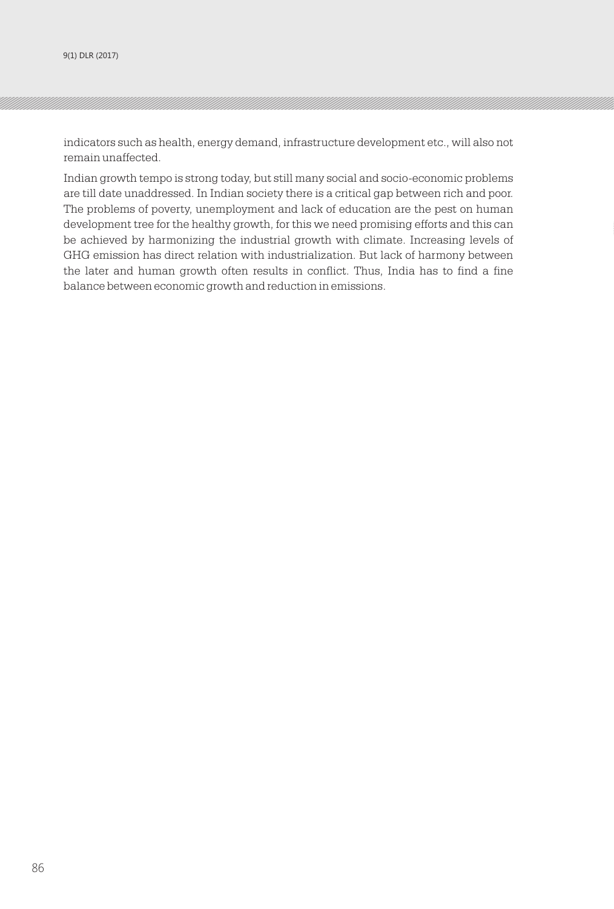indicators such as health, energy demand, infrastructure development etc., will also not remain unaffected.

Indian growth tempo is strong today, but still many social and socio-economic problems are till date unaddressed. In Indian society there is a critical gap between rich and poor. The problems of poverty, unemployment and lack of education are the pest on human development tree for the healthy growth, for this we need promising efforts and this can be achieved by harmonizing the industrial growth with climate. Increasing levels of GHG emission has direct relation with industrialization. But lack of harmony between the later and human growth often results in conflict. Thus, India has to find a fine balance between economic growth and reduction in emissions.